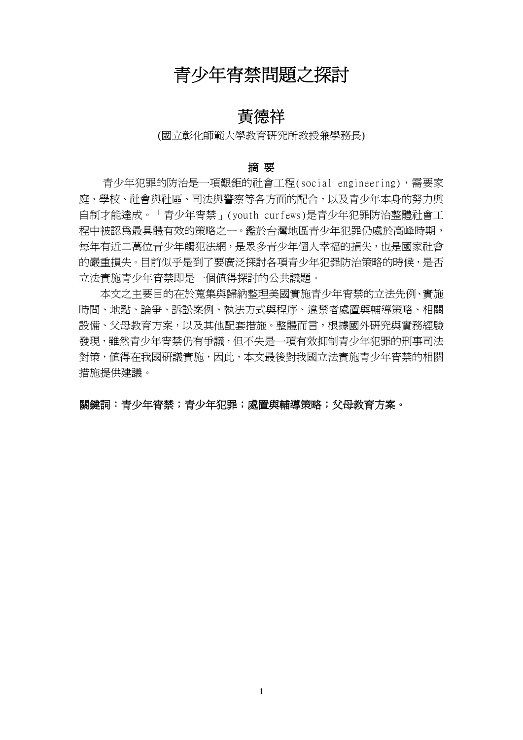# 青少年宵禁問題之探討

## 黃德祥

(國立彰化師範大學教育研究所教授兼學務長)

**摘 要**

青少年犯罪的防治是一項艱鉅的社會工程(social engineering)，需要家庭、學校、社會與社區、司法與警察等各方面的配合，以及青少年本身的努力與自制才能達成。「青少年宵禁」(youth curfews)是青少年犯罪防治整體社會工程中被認爲最具體有效的策略之一。鑑於台灣地區青少年犯罪仍處於高峰時期，每年有近二萬位青少年觸犯法網，是眾多青少年個人幸福的損失，也是國家社會的嚴重損失。目前似乎是到了要廣泛探討各項青少年犯罪防治策略的時候，是否立法實施青少年宵禁即是一個值得探討的公共議題。

本文之主要目的在於蒐集與歸納整理美國實施青少年宵禁的立法先例、實施時間、地點、論爭、訴訟案例、執法方式與程序、違禁者處置與輔導策略、相關設備、父母教育方案，以及其他配套措施。整體而言，根據國外研究與實務經驗發現，雖然青少年宵禁仍有爭議，但不失是一項有效抑制青少年犯罪的刑事司法對策，值得在我國研議實施，因此，本文最後對我國立法實施青少年宵禁的相關措施提供建議。

**關鍵詞：青少年宵禁；青少年犯罪；處置與輔導策略；父母教育方案。**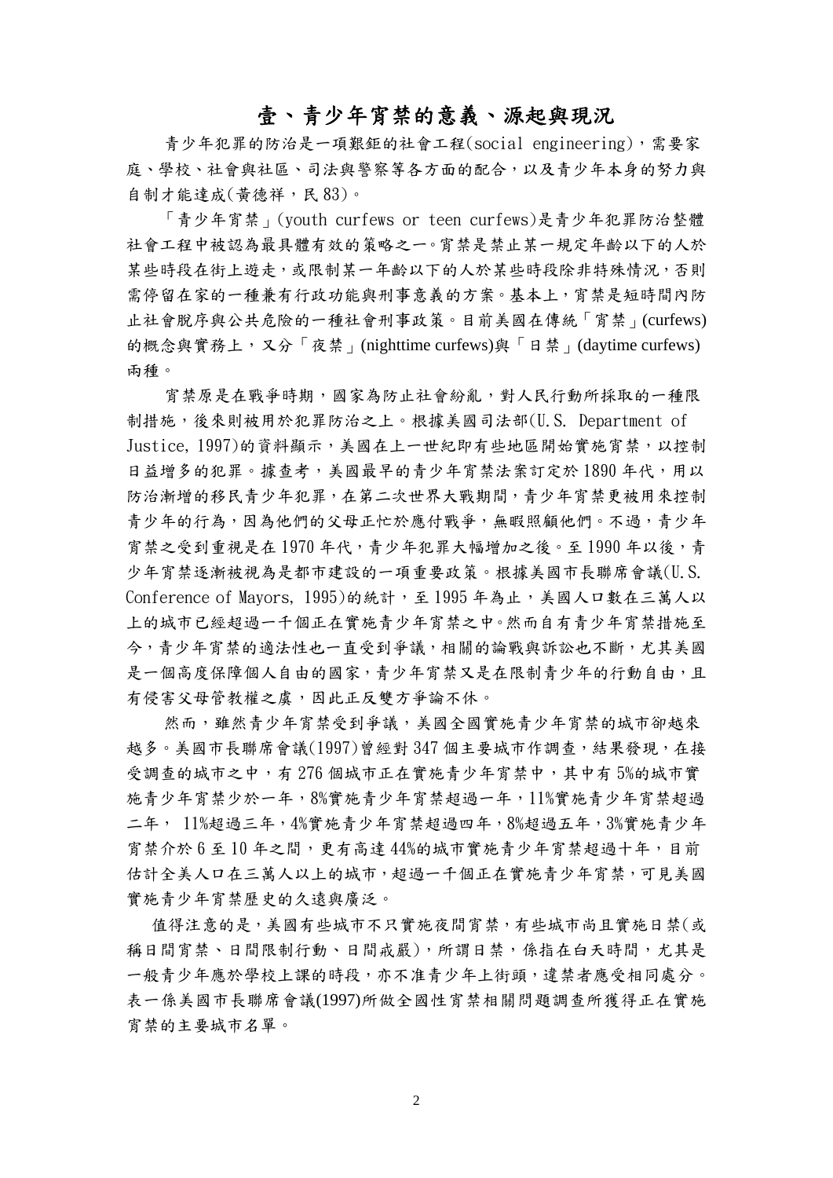# 壹、青少年宵禁的意義、源起與現況

青少年犯罪的防治是一項艱鉅的社會工程(social engineering)，需要家庭、學校、社會與社區、司法與警察等各方面的配合，以及青少年本身的努力與自制才能達成(黃德祥，民 83)。

「青少年宵禁」(youth curfews or teen curfews)是青少年犯罪防治整體社會工程中被認為最具體有效的策略之一。宵禁是禁止某一規定年齡以下的人於某些時段在街上遊走，或限制某一年齡以下的人於某些時段除非特殊情況，否則需停留在家的一種兼有行政功能與刑事意義的方案。基本上，宵禁是短時間內防止社會脫序與公共危險的一種社會刑事政策。目前美國在傳統「宵禁」(curfews)的概念與實務上，又分「夜禁」(nighttime curfews)與「日禁」(daytime curfews)兩種。

宵禁原是在戰爭時期，國家為防止社會紛亂，對人民行動所採取的一種限制措施，後來則被用於犯罪防治之上。根據美國司法部(U.S. Department of Justice, 1997)的資料顯示，美國在上一世紀即有些地區開始實施宵禁，以控制日益增多的犯罪。據查考，美國最早的青少年宵禁法案訂定於 1890 年代，用以防治漸增的移民青少年犯罪，在第二次世界大戰期間，青少年宵禁更被用來控制青少年的行為，因為他們的父母正忙於應付戰爭，無暇照顧他們。不過，青少年宵禁之受到重視是在 1970 年代，青少年犯罪大幅增加之後。至 1990 年以後，青少年宵禁逐漸被視為是都市建設的一項重要政策。根據美國市長聯席會議(U.S. Conference of Mayors, 1995)的統計，至 1995 年為止，美國人口數在三萬人以上的城市已經超過一千個正在實施青少年宵禁之中。然而自有青少年宵禁措施至今，青少年宵禁的適法性也一直受到爭議，相關的論戰與訴訟也不斷，尤其美國是一個高度保障個人自由的國家，青少年宵禁又是在限制青少年的行動自由，且有侵害父母管教權之虞，因此正反雙方爭論不休。

然而，雖然青少年宵禁受到爭議，美國全國實施青少年宵禁的城市卻越來越多。美國市長聯席會議(1997)曾經對 347 個主要城市作調查，結果發現，在接受調查的城市之中，有 276 個城市正在實施青少年宵禁中，其中有 5%的城市實施青少年宵禁少於一年，8%實施青少年宵禁超過一年，11%實施青少年宵禁超過二年， 11%超過三年，4%實施青少年宵禁超過四年，8%超過五年，3%實施青少年宵禁介於 6 至 10 年之間，更有高達 44%的城市實施青少年宵禁超過十年，目前估計全美人口在三萬人以上的城市，超過一千個正在實施青少年宵禁，可見美國實施青少年宵禁歷史的久遠與廣泛。

值得注意的是，美國有些城市不只實施夜間宵禁，有些城市尚且實施日禁(或稱日間宵禁、日間限制行動、日間戒嚴)，所謂日禁，係指在白天時間，尤其是一般青少年應於學校上課的時段，亦不准青少年上街頭，違禁者應受相同處分。表一係美國市長聯席會議(1997)所做全國性宵禁相關問題調查所獲得正在實施宵禁的主要城市名單。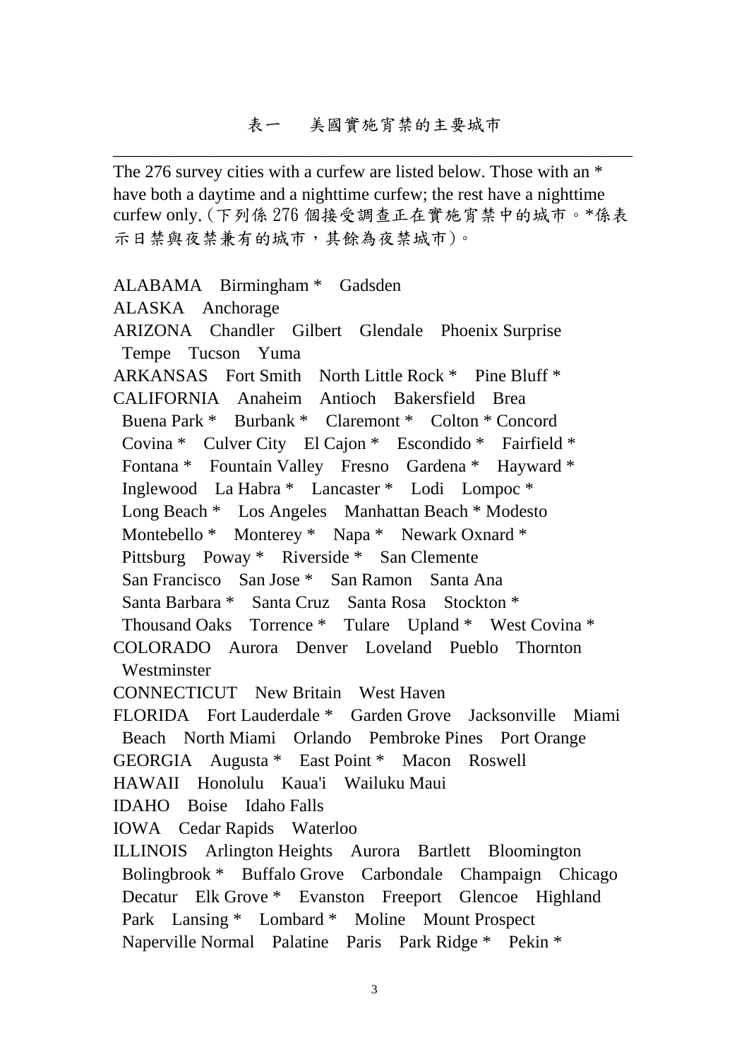表一　美國實施宵禁的主要城市

---

The 276 survey cities with a curfew are listed below. Those with an * have both a daytime and a nighttime curfew; the rest have a nighttime curfew only.（下列係 276 個接受調查正在實施宵禁中的城市。*係表示日禁與夜禁兼有的城市，其餘為夜禁城市）。

ALABAMA　Birmingham *　Gadsden
ALASKA　Anchorage
ARIZONA　Chandler　Gilbert　Glendale　Phoenix Surprise　Tempe　Tucson　Yuma
ARKANSAS　Fort Smith　North Little Rock *　Pine Bluff *
CALIFORNIA　Anaheim　Antioch　Bakersfield　Brea　Buena Park *　Burbank *　Claremont *　Colton * Concord　Covina *　Culver City　El Cajon *　Escondido *　Fairfield *　Fontana *　Fountain Valley　Fresno　Gardena *　Hayward *　Inglewood　La Habra *　Lancaster *　Lodi　Lompoc *　Long Beach *　Los Angeles　Manhattan Beach * Modesto　Montebello *　Monterey *　Napa *　Newark Oxnard *　Pittsburg　Poway *　Riverside *　San Clemente　San Francisco　San Jose *　San Ramon　Santa Ana　Santa Barbara *　Santa Cruz　Santa Rosa　Stockton *　Thousand Oaks　Torrence *　Tulare　Upland *　West Covina *
COLORADO　Aurora　Denver　Loveland　Pueblo　Thornton　Westminster
CONNECTICUT　New Britain　West Haven
FLORIDA　Fort Lauderdale *　Garden Grove　Jacksonville　Miami Beach　North Miami　Orlando　Pembroke Pines　Port Orange
GEORGIA　Augusta *　East Point *　Macon　Roswell
HAWAII　Honolulu　Kaua'i　Wailuku Maui
IDAHO　Boise　Idaho Falls
IOWA　Cedar Rapids　Waterloo
ILLINOIS　Arlington Heights　Aurora　Bartlett　Bloomington　Bolingbrook *　Buffalo Grove　Carbondale　Champaign　Chicago　Decatur　Elk Grove *　Evanston　Freeport　Glencoe　Highland Park　Lansing *　Lombard *　Moline　Mount Prospect　Naperville Normal　Palatine　Paris　Park Ridge *　Pekin *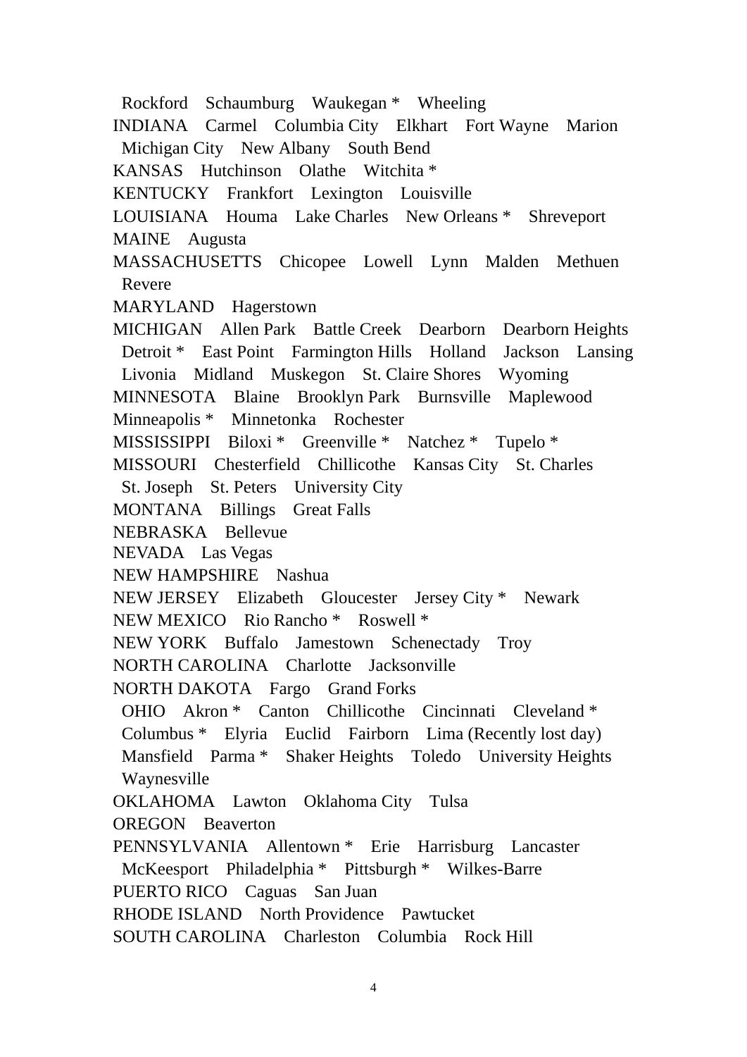Rockford Schaumburg Waukegan * Wheeling

INDIANA Carmel Columbia City Elkhart Fort Wayne Marion Michigan City New Albany South Bend

KANSAS Hutchinson Olathe Witchita *

KENTUCKY Frankfort Lexington Louisville

LOUISIANA Houma Lake Charles New Orleans * Shreveport

MAINE Augusta

MASSACHUSETTS Chicopee Lowell Lynn Malden Methuen Revere

MARYLAND Hagerstown

MICHIGAN Allen Park Battle Creek Dearborn Dearborn Heights Detroit * East Point Farmington Hills Holland Jackson Lansing Livonia Midland Muskegon St. Claire Shores Wyoming

MINNESOTA Blaine Brooklyn Park Burnsville Maplewood Minneapolis * Minnetonka Rochester

MISSISSIPPI Biloxi * Greenville * Natchez * Tupelo *

MISSOURI Chesterfield Chillicothe Kansas City St. Charles St. Joseph St. Peters University City

MONTANA Billings Great Falls

NEBRASKA Bellevue

NEVADA Las Vegas

NEW HAMPSHIRE Nashua

NEW JERSEY Elizabeth Gloucester Jersey City * Newark

NEW MEXICO Rio Rancho * Roswell *

NEW YORK Buffalo Jamestown Schenectady Troy

NORTH CAROLINA Charlotte Jacksonville

NORTH DAKOTA Fargo Grand Forks

OHIO Akron * Canton Chillicothe Cincinnati Cleveland * Columbus * Elyria Euclid Fairborn Lima (Recently lost day) Mansfield Parma * Shaker Heights Toledo University Heights Waynesville

OKLAHOMA Lawton Oklahoma City Tulsa

OREGON Beaverton

PENNSYLVANIA Allentown * Erie Harrisburg Lancaster McKeesport Philadelphia * Pittsburgh * Wilkes-Barre

PUERTO RICO Caguas San Juan

RHODE ISLAND North Providence Pawtucket

SOUTH CAROLINA Charleston Columbia Rock Hill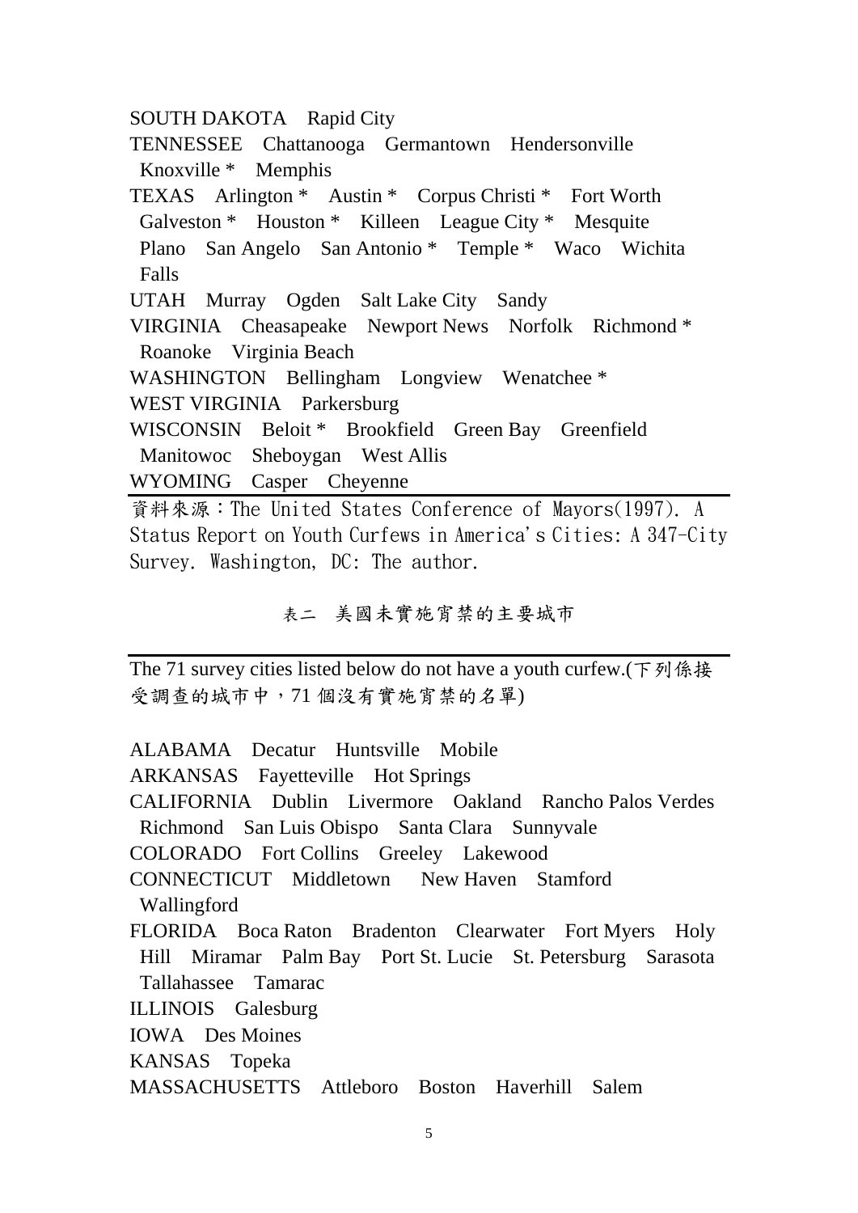SOUTH DAKOTA　Rapid City

TENNESSEE　Chattanooga　Germantown　Hendersonville　Knoxville *　Memphis

TEXAS　Arlington *　Austin *　Corpus Christi *　Fort Worth　Galveston *　Houston *　Killeen　League City *　Mesquite　Plano　San Angelo　San Antonio *　Temple *　Waco　Wichita Falls

UTAH　Murray　Ogden　Salt Lake City　Sandy

VIRGINIA　Cheasapeake　Newport News　Norfolk　Richmond *　Roanoke　Virginia Beach

WASHINGTON　Bellingham　Longview　Wenatchee *

WEST VIRGINIA　Parkersburg

WISCONSIN　Beloit *　Brookfield　Green Bay　Greenfield　Manitowoc　Sheboygan　West Allis

WYOMING　Casper　Cheyenne

資料來源：The United States Conference of Mayors(1997). A Status Report on Youth Curfews in America's Cities: A 347-City Survey. Washington, DC: The author.

### 表二　美國未實施宵禁的主要城市

The 71 survey cities listed below do not have a youth curfew.(下列係接受調查的城市中，71 個沒有實施宵禁的名單)

ALABAMA　Decatur　Huntsville　Mobile

ARKANSAS　Fayetteville　Hot Springs

CALIFORNIA　Dublin　Livermore　Oakland　Rancho Palos Verdes　Richmond　San Luis Obispo　Santa Clara　Sunnyvale

COLORADO　Fort Collins　Greeley　Lakewood

CONNECTICUT　Middletown　New Haven　Stamford　Wallingford

FLORIDA　Boca Raton　Bradenton　Clearwater　Fort Myers　Holy Hill　Miramar　Palm Bay　Port St. Lucie　St. Petersburg　Sarasota　Tallahassee　Tamarac

ILLINOIS　Galesburg

IOWA　Des Moines

KANSAS　Topeka

MASSACHUSETTS　Attleboro　Boston　Haverhill　Salem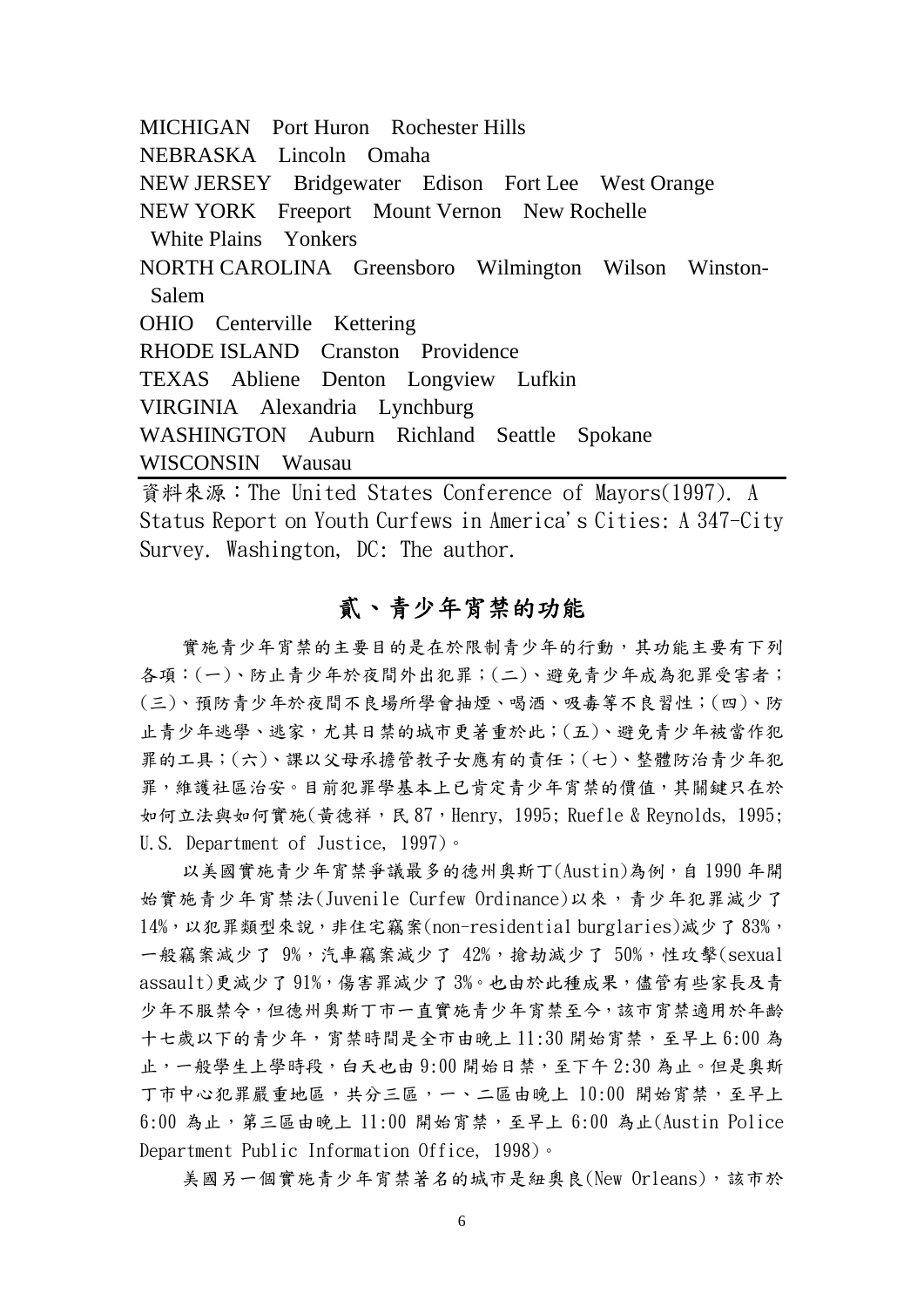MICHIGAN　Port Huron　Rochester Hills
NEBRASKA　Lincoln　Omaha
NEW JERSEY　Bridgewater　Edison　Fort Lee　West Orange
NEW YORK　Freeport　Mount Vernon　New Rochelle
White Plains　Yonkers
NORTH CAROLINA　Greensboro　Wilmington　Wilson　Winston-Salem
OHIO　Centerville　Kettering
RHODE ISLAND　Cranston　Providence
TEXAS　Abliene　Denton　Longview　Lufkin
VIRGINIA　Alexandria　Lynchburg
WASHINGTON　Auburn　Richland　Seattle　Spokane
WISCONSIN　Wausau

資料來源：The United States Conference of Mayors(1997). A Status Report on Youth Curfews in America's Cities: A 347-City Survey. Washington, DC: The author.

## 貳、青少年宵禁的功能

實施青少年宵禁的主要目的是在於限制青少年的行動，其功能主要有下列各項：(一)、防止青少年於夜間外出犯罪；(二)、避免青少年成為犯罪受害者；(三)、預防青少年於夜間不良場所學會抽煙、喝酒、吸毒等不良習性；(四)、防止青少年逃學、逃家，尤其日禁的城市更著重於此；(五)、避免青少年被當作犯罪的工具；(六)、課以父母承擔管教子女應有的責任；(七)、整體防治青少年犯罪，維護社區治安。目前犯罪學基本上已肯定青少年宵禁的價值，其關鍵只在於如何立法與如何實施(黃德祥，民 87，Henry, 1995; Ruefle & Reynolds, 1995; U.S. Department of Justice, 1997)。

以美國實施青少年宵禁爭議最多的德州奧斯丁(Austin)為例，自 1990 年開始實施青少年宵禁法(Juvenile Curfew Ordinance)以來，青少年犯罪減少了 14%，以犯罪類型來說，非住宅竊案(non-residential burglaries)減少了 83%，一般竊案減少了 9%，汽車竊案減少了 42%，搶劫減少了 50%，性攻擊(sexual assault)更減少了 91%，傷害罪減少了 3%。也由於此種成果，儘管有些家長及青少年不服禁令，但德州奧斯丁市一直實施青少年宵禁至今，該市宵禁適用於年齡十七歲以下的青少年，宵禁時間是全市由晚上 11:30 開始宵禁，至早上 6:00 為止，一般學生上學時段，白天也由 9:00 開始日禁，至下午 2:30 為止。但是奧斯丁市中心犯罪嚴重地區，共分三區，一、二區由晚上 10:00 開始宵禁，至早上 6:00 為止，第三區由晚上 11:00 開始宵禁，至早上 6:00 為止(Austin Police Department Public Information Office, 1998)。

美國另一個實施青少年宵禁著名的城市是紐奧良(New Orleans)，該市於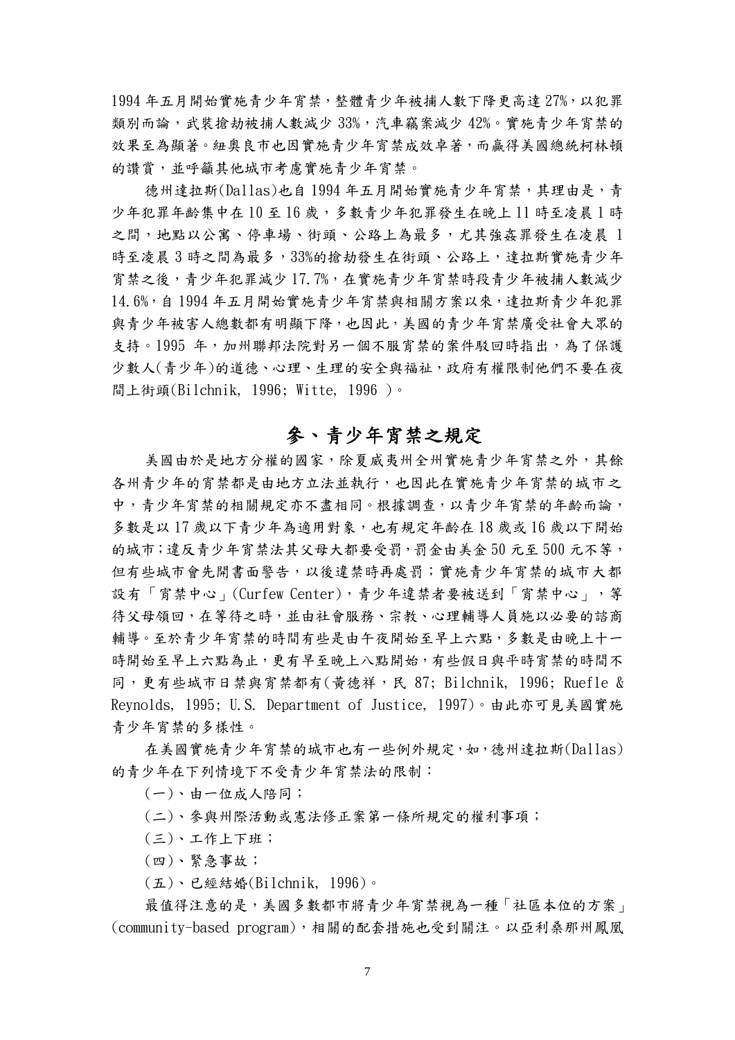1994 年五月開始實施青少年宵禁，整體青少年被捕人數下降更高達 27%，以犯罪類別而論，武裝搶劫被捕人數減少 33%，汽車竊案減少 42%。實施青少年宵禁的效果至為顯著。紐奧良市也因實施青少年宵禁成效卓著，而贏得美國總統柯林頓的讚賞，並呼籲其他城市考慮實施青少年宵禁。

德州達拉斯(Dallas)也自 1994 年五月開始實施青少年宵禁，其理由是，青少年犯罪年齡集中在 10 至 16 歲，多數青少年犯罪發生在晚上 11 時至凌晨 1 時之間，地點以公寓、停車場、街頭、公路上為最多，尤其強姦罪發生在凌晨 1 時至凌晨 3 時之間為最多，33%的搶劫發生在街頭、公路上，達拉斯實施青少年宵禁之後，青少年犯罪減少 17.7%，在實施青少年宵禁時段青少年被捕人數減少 14.6%，自 1994 年五月開始實施青少年宵禁與相關方案以來，達拉斯青少年犯罪與青少年被害人總數都有明顯下降，也因此，美國的青少年宵禁廣受社會大眾的支持。1995 年，加州聯邦法院對另一個不服宵禁的案件駁回時指出，為了保護少數人(青少年)的道德、心理、生理的安全與福祉，政府有權限制他們不要在夜間上街頭(Bilchnik, 1996; Witte, 1996 )。

## 參、青少年宵禁之規定

美國由於是地方分權的國家，除夏威夷州全州實施青少年宵禁之外，其餘各州青少年的宵禁都是由地方立法並執行，也因此在實施青少年宵禁的城市之中，青少年宵禁的相關規定亦不盡相同。根據調查，以青少年宵禁的年齡而論，多數是以 17 歲以下青少年為適用對象，也有規定年齡在 18 歲或 16 歲以下開始的城市；違反青少年宵禁法其父母大都要受罰，罰金由美金 50 元至 500 元不等，但有些城市會先開書面警告，以後違禁時再處罰；實施青少年宵禁的城市大都設有「宵禁中心」(Curfew Center)，青少年違禁者要被送到「宵禁中心」，等待父母領回，在等待之時，並由社會服務、宗教、心理輔導人員施以必要的諮商輔導。至於青少年宵禁的時間有些是由午夜開始至早上六點，多數是由晚上十一時開始至早上六點為止，更有早至晚上八點開始，有些假日與平時宵禁的時間不同，更有些城市日禁與宵禁都有(黃德祥，民 87; Bilchnik, 1996; Ruefle & Reynolds, 1995; U.S. Department of Justice, 1997)。由此亦可見美國實施青少年宵禁的多樣性。

在美國實施青少年宵禁的城市也有一些例外規定，如，德州達拉斯(Dallas)的青少年在下列情境下不受青少年宵禁法的限制：

(一)、由一位成人陪同；

(二)、參與州際活動或憲法修正案第一條所規定的權利事項；

(三)、工作上下班；

(四)、緊急事故；

(五)、已經結婚(Bilchnik, 1996)。

最值得注意的是，美國多數都市將青少年宵禁視為一種「社區本位的方案」(community-based program)，相關的配套措施也受到關注。以亞利桑那州鳳凰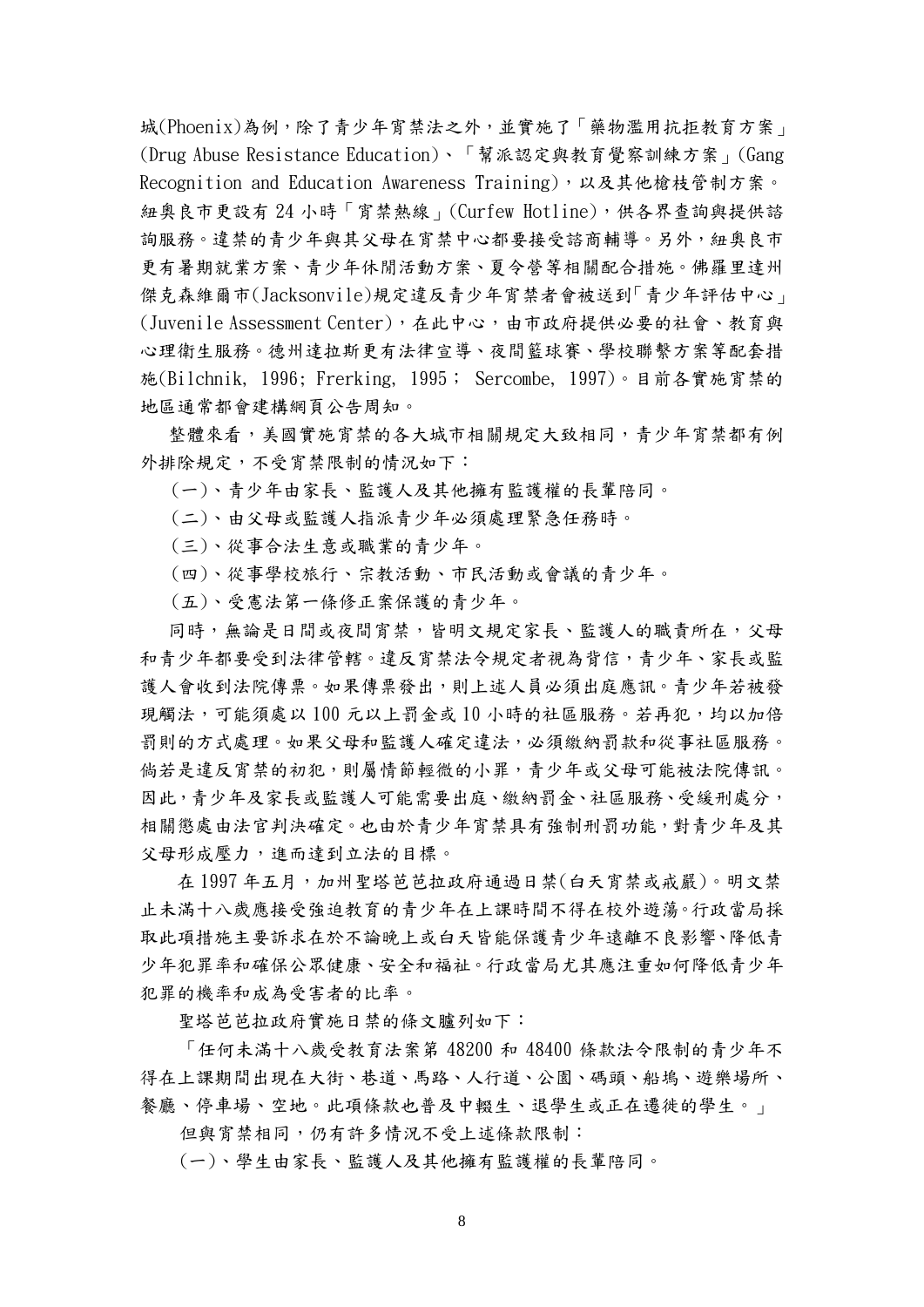城(Phoenix)為例，除了青少年宵禁法之外，並實施了「藥物濫用抗拒教育方案」(Drug Abuse Resistance Education)、「幫派認定與教育覺察訓練方案」(Gang Recognition and Education Awareness Training)，以及其他槍枝管制方案。紐奧良市更設有 24 小時「宵禁熱線」(Curfew Hotline)，供各界查詢與提供諮詢服務。違禁的青少年與其父母在宵禁中心都要接受諮商輔導。另外，紐奧良市更有暑期就業方案、青少年休閒活動方案、夏令營等相關配合措施。佛羅里達州傑克森維爾市(Jacksonvile)規定違反青少年宵禁者會被送到「青少年評估中心」(Juvenile Assessment Center)，在此中心，由市政府提供必要的社會、教育與心理衛生服務。德州達拉斯更有法律宣導、夜間籃球賽、學校聯繫方案等配套措施(Bilchnik, 1996; Frerking, 1995； Sercombe, 1997)。目前各實施宵禁的地區通常都會建構網頁公告周知。

整體來看，美國實施宵禁的各大城市相關規定大致相同，青少年宵禁都有例外排除規定，不受宵禁限制的情況如下：

(一)、青少年由家長、監護人及其他擁有監護權的長輩陪同。

(二)、由父母或監護人指派青少年必須處理緊急任務時。

(三)、從事合法生意或職業的青少年。

(四)、從事學校旅行、宗教活動、市民活動或會議的青少年。

(五)、受憲法第一條修正案保護的青少年。

同時，無論是日間或夜間宵禁，皆明文規定家長、監護人的職責所在，父母和青少年都要受到法律管轄。違反宵禁法令規定者視為背信，青少年、家長或監護人會收到法院傳票。如果傳票發出，則上述人員必須出庭應訊。青少年若被發現觸法，可能須處以 100 元以上罰金或 10 小時的社區服務。若再犯，均以加倍罰則的方式處理。如果父母和監護人確定違法，必須繳納罰款和從事社區服務。倘若是違反宵禁的初犯，則屬情節輕微的小罪，青少年或父母可能被法院傳訊。因此，青少年及家長或監護人可能需要出庭、繳納罰金、社區服務、受緩刑處分，相關懲處由法官判決確定。也由於青少年宵禁具有強制刑罰功能，對青少年及其父母形成壓力，進而達到立法的目標。

在 1997 年五月，加州聖塔芭芭拉政府通過日禁(白天宵禁或戒嚴)。明文禁止未滿十八歲應接受強迫教育的青少年在上課時間不得在校外遊蕩。行政當局採取此項措施主要訴求在於不論晚上或白天皆能保護青少年遠離不良影響、降低青少年犯罪率和確保公眾健康、安全和福祉。行政當局尤其應注重如何降低青少年犯罪的機率和成為受害者的比率。

聖塔芭芭拉政府實施日禁的條文臚列如下：

「任何未滿十八歲受教育法案第 48200 和 48400 條款法令限制的青少年不得在上課期間出現在大街、巷道、馬路、人行道、公園、碼頭、船塢、遊樂場所、餐廳、停車場、空地。此項條款也普及中輟生、退學生或正在遷徙的學生。」

但與宵禁相同，仍有許多情況不受上述條款限制：

(一)、學生由家長、監護人及其他擁有監護權的長輩陪同。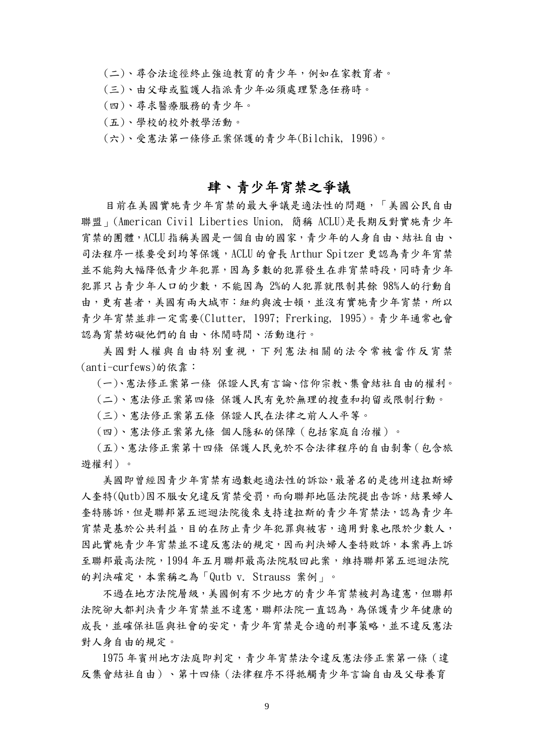(二)、尋合法途徑終止強迫教育的青少年，例如在家教育者。

(三)、由父母或監護人指派青少年必須處理緊急任務時。

(四)、尋求醫療服務的青少年。

(五)、學校的校外教學活動。

(六)、受憲法第一條修正案保護的青少年(Bilchik, 1996)。

## 肆、青少年宵禁之爭議

目前在美國實施青少年宵禁的最大爭議是適法性的問題，「美國公民自由聯盟」(American Civil Liberties Union, 簡稱 ACLU)是長期反對實施青少年宵禁的團體，ACLU 指稱美國是一個自由的國家，青少年的人身自由、結社自由、司法程序一樣要受到均等保護，ACLU 的會長 Arthur Spitzer 更認為青少年宵禁並不能夠大幅降低青少年犯罪，因為多數的犯罪發生在非宵禁時段，同時青少年犯罪只占青少年人口的少數，不能因為 2%的人犯罪就限制其餘 98%人的行動自由，更有甚者，美國有兩大城市：紐約與波士頓，並沒有實施青少年宵禁，所以青少年宵禁並非一定需要(Clutter, 1997; Frerking, 1995)。青少年通常也會認為宵禁妨礙他們的自由、休閒時間、活動進行。

美國對人權與自由特別重視，下列憲法相關的法令常被當作反宵禁(anti-curfews)的依靠：

(一)、憲法修正案第一條 保證人民有言論、信仰宗教、集會結社自由的權利。

(二)、憲法修正案第四條 保護人民有免於無理的搜查和拘留或限制行動。

(三)、憲法修正案第五條 保證人民在法律之前人人平等。

(四)、憲法修正案第九條 個人隱私的保障（包括家庭自治權）。

(五)、憲法修正案第十四條 保護人民免於不合法律程序的自由剝奪（包含旅遊權利）。

美國即曾經因青少年宵禁有過數起適法性的訴訟，最著名的是德州達拉斯婦人奎特(Qutb)因不服女兒違反宵禁受罰，而向聯邦地區法院提出告訴，結果婦人奎特勝訴，但是聯邦第五巡迴法院後來支持達拉斯的青少年宵禁法，認為青少年宵禁是基於公共利益，目的在防止青少年犯罪與被害，適用對象也限於少數人，因此實施青少年宵禁並不違反憲法的規定，因而判決婦人奎特敗訴，本案再上訴至聯邦最高法院，1994 年五月聯邦最高法院駁回此案，維持聯邦第五巡迴法院的判決確定，本案稱之為「Qutb v. Strauss 案例」。

不過在地方法院層級，美國倒有不少地方的青少年宵禁被判為違憲，但聯邦法院卻大都判決青少年宵禁並不違憲，聯邦法院一直認為，為保護青少年健康的成長，並確保社區與社會的安定，青少年宵禁是合適的刑事策略，並不違反憲法對人身自由的規定。

1975 年賓州地方法庭即判定，青少年宵禁法令違反憲法修正案第一條（違反集會結社自由）、第十四條（法律程序不得牴觸青少年言論自由及父母養育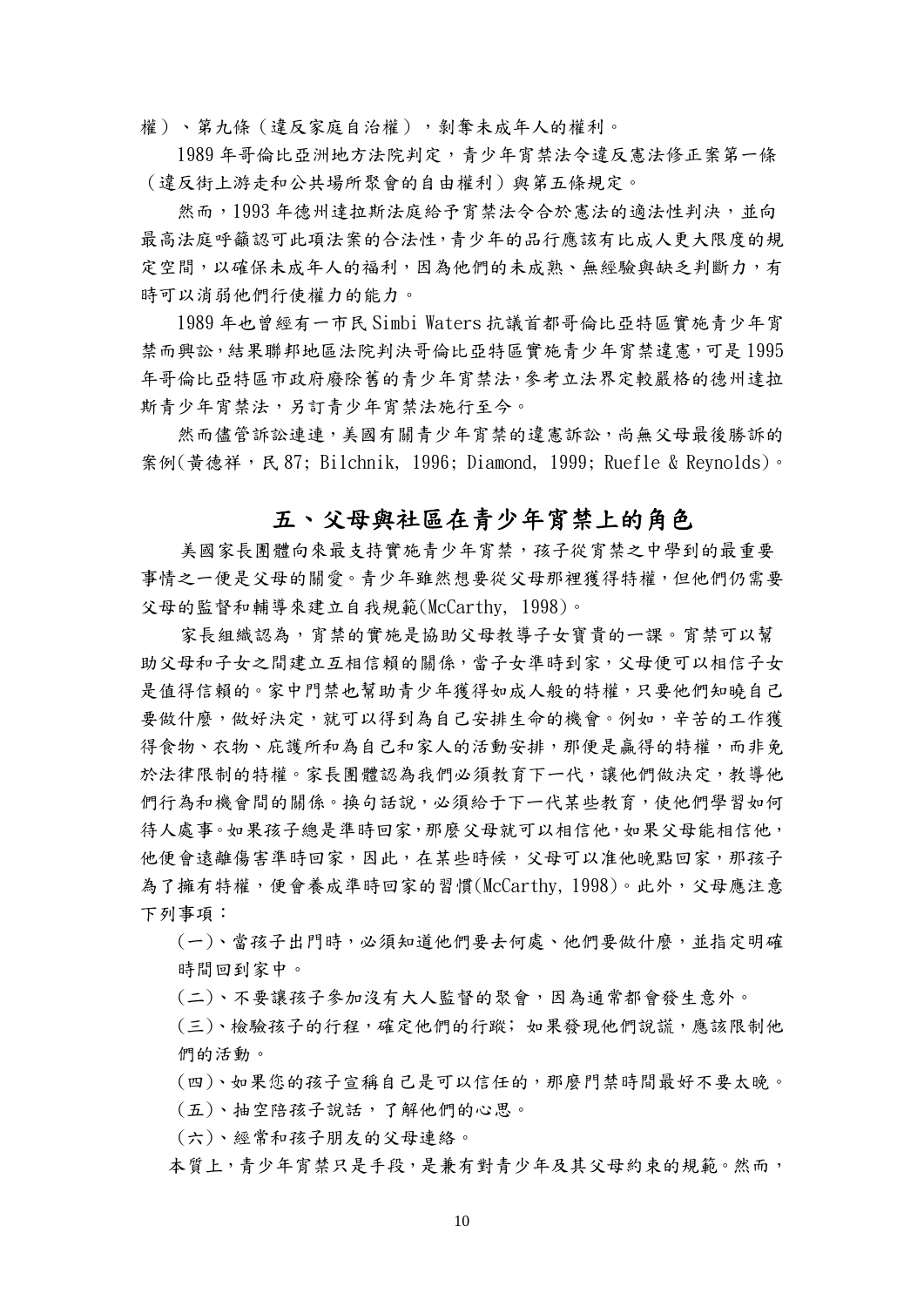權）、第九條（違反家庭自治權），剝奪未成年人的權利。

1989 年哥倫比亞洲地方法院判定，青少年宵禁法令違反憲法修正案第一條（違反街上游走和公共場所聚會的自由權利）與第五條規定。

然而，1993 年德州達拉斯法庭給予宵禁法令合於憲法的適法性判決，並向最高法庭呼籲認可此項法案的合法性，青少年的品行應該有比成人更大限度的規定空間，以確保未成年人的福利，因為他們的未成熟、無經驗與缺乏判斷力，有時可以消弱他們行使權力的能力。

1989 年也曾經有一市民 Simbi Waters 抗議首都哥倫比亞特區實施青少年宵禁而興訟，結果聯邦地區法院判決哥倫比亞特區實施青少年宵禁違憲，可是 1995 年哥倫比亞特區市政府廢除舊的青少年宵禁法，參考立法界定較嚴格的德州達拉斯青少年宵禁法，另訂青少年宵禁法施行至今。

然而儘管訴訟連連，美國有關青少年宵禁的違憲訴訟，尚無父母最後勝訴的案例(黃德祥，民 87; Bilchnik, 1996; Diamond, 1999; Ruefle & Reynolds)。

## 五、父母與社區在青少年宵禁上的角色

美國家長團體向來最支持實施青少年宵禁，孩子從宵禁之中學到的最重要事情之一便是父母的關愛。青少年雖然想要從父母那裡獲得特權，但他們仍需要父母的監督和輔導來建立自我規範(McCarthy, 1998)。

家長組織認為，宵禁的實施是協助父母教導子女寶貴的一課。宵禁可以幫助父母和子女之間建立互相信賴的關係，當子女準時到家，父母便可以相信子女是值得信賴的。家中門禁也幫助青少年獲得如成人般的特權，只要他們知曉自己要做什麼，做好決定，就可以得到為自己安排生命的機會。例如，辛苦的工作獲得食物、衣物、庇護所和為自己和家人的活動安排，那便是贏得的特權，而非免於法律限制的特權。家長團體認為我們必須教育下一代，讓他們做決定，教導他們行為和機會間的關係。換句話說，必須給于下一代某些教育，使他們學習如何待人處事。如果孩子總是準時回家，那麼父母就可以相信他，如果父母能相信他，他便會遠離傷害準時回家，因此，在某些時候，父母可以准他晚點回家，那孩子為了擁有特權，便會養成準時回家的習慣(McCarthy, 1998)。此外，父母應注意下列事項：

(一)、當孩子出門時，必須知道他們要去何處、他們要做什麼，並指定明確時間回到家中。

(二)、不要讓孩子參加沒有大人監督的聚會，因為通常都會發生意外。

(三)、檢驗孩子的行程，確定他們的行蹤；如果發現他們說謊，應該限制他們的活動。

(四)、如果您的孩子宣稱自己是可以信任的，那麼門禁時間最好不要太晚。

(五)、抽空陪孩子說話，了解他們的心思。

(六)、經常和孩子朋友的父母連絡。

本質上，青少年宵禁只是手段，是兼有對青少年及其父母約束的規範。然而，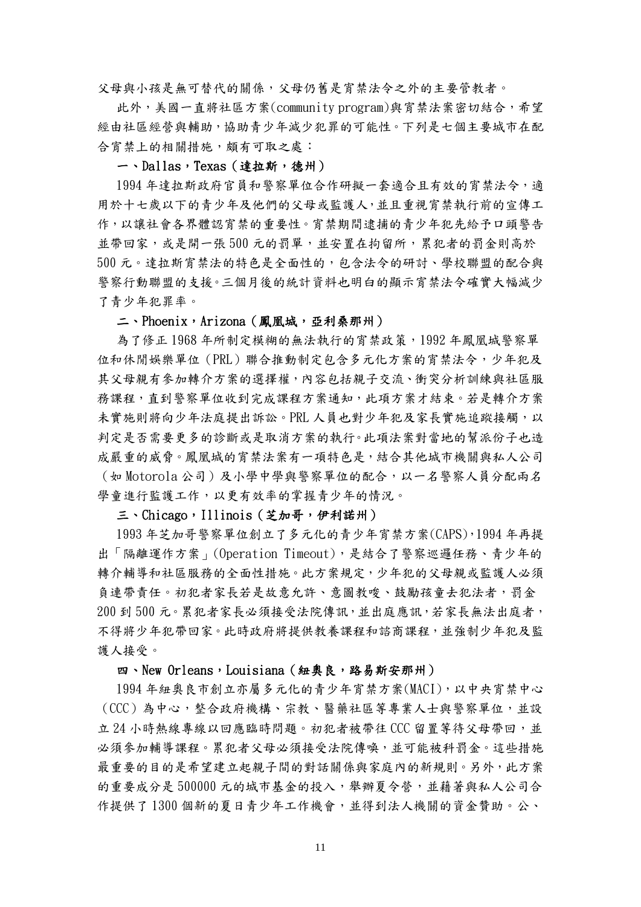父母與小孩是無可替代的關係，父母仍舊是宵禁法令之外的主要管教者。

此外，美國一直將社區方案(community program)與宵禁法案密切結合，希望經由社區經營與輔助，協助青少年減少犯罪的可能性。下列是七個主要城市在配合宵禁上的相關措施，頗有可取之處：

**一、Dallas，Texas（達拉斯，德州）**

1994 年達拉斯政府官員和警察單位合作研擬一套適合且有效的宵禁法令，適用於十七歲以下的青少年及他們的父母或監護人，並且重視宵禁執行前的宣傳工作，以讓社會各界體認宵禁的重要性。宵禁期間逮捕的青少年犯先給予口頭警告並帶回家，或是開一張 500 元的罰單，並安置在拘留所，累犯者的罰金則高於 500 元。達拉斯宵禁法的特色是全面性的，包含法令的研討、學校聯盟的配合與警察行動聯盟的支援。三個月後的統計資料也明白的顯示宵禁法令確實大幅減少了青少年犯罪率。

**二、Phoenix，Arizona（鳳凰城，亞利桑那州）**

為了修正 1968 年所制定模糊的無法執行的宵禁政策，1992 年鳳凰城警察單位和休閒娛樂單位（PRL）聯合推動制定包含多元化方案的宵禁法令，少年犯及其父母親有參加轉介方案的選擇權，內容包括親子交流、衝突分析訓練與社區服務課程，直到警察單位收到完成課程方案通知，此項方案才結束。若是轉介方案未實施則將向少年法庭提出訴訟。PRL 人員也對少年犯及家長實施追蹤接觸，以判定是否需要更多的診斷或是取消方案的執行。此項法案對當地的幫派份子也造成嚴重的威脅。鳳凰城的宵禁法案有一項特色是，結合其他城市機關與私人公司（如 Motorola 公司）及小學中學與警察單位的配合，以一名警察人員分配兩名學童進行監護工作，以更有效率的掌握青少年的情況。

**三、Chicago，Illinois（芝加哥，伊利諾州）**

1993 年芝加哥警察單位創立了多元化的青少年宵禁方案(CAPS)，1994 年再提出「隔離運作方案」(Operation Timeout)，是結合了警察巡邏任務、青少年的轉介輔導和社區服務的全面性措施。此方案規定，少年犯的父母親或監護人必須負連帶責任。初犯者家長若是故意允許、意圖教唆、鼓勵孩童去犯法者，罰金 200 到 500 元。累犯者家長必須接受法院傳訊，並出庭應訊，若家長無法出庭者，不得將少年犯帶回家。此時政府將提供教養課程和諮商課程，並強制少年犯及監護人接受。

**四、New Orleans，Louisiana（紐奧良，路易斯安那州）**

1994 年紐奧良市創立亦屬多元化的青少年宵禁方案(MACI)，以中央宵禁中心（CCC）為中心，整合政府機構、宗教、醫藥社區等專業人士與警察單位，並設立 24 小時熱線專線以回應臨時問題。初犯者被帶往 CCC 留置等待父母帶回，並必須參加輔導課程。累犯者父母必須接受法院傳喚，並可能被科罰金。這些措施最重要的目的是希望建立起親子間的對話關係與家庭內的新規則。另外，此方案的重要成分是 500000 元的城市基金的投入，舉辦夏令營，並藉著與私人公司合作提供了 1300 個新的夏日青少年工作機會，並得到法人機關的資金贊助。公、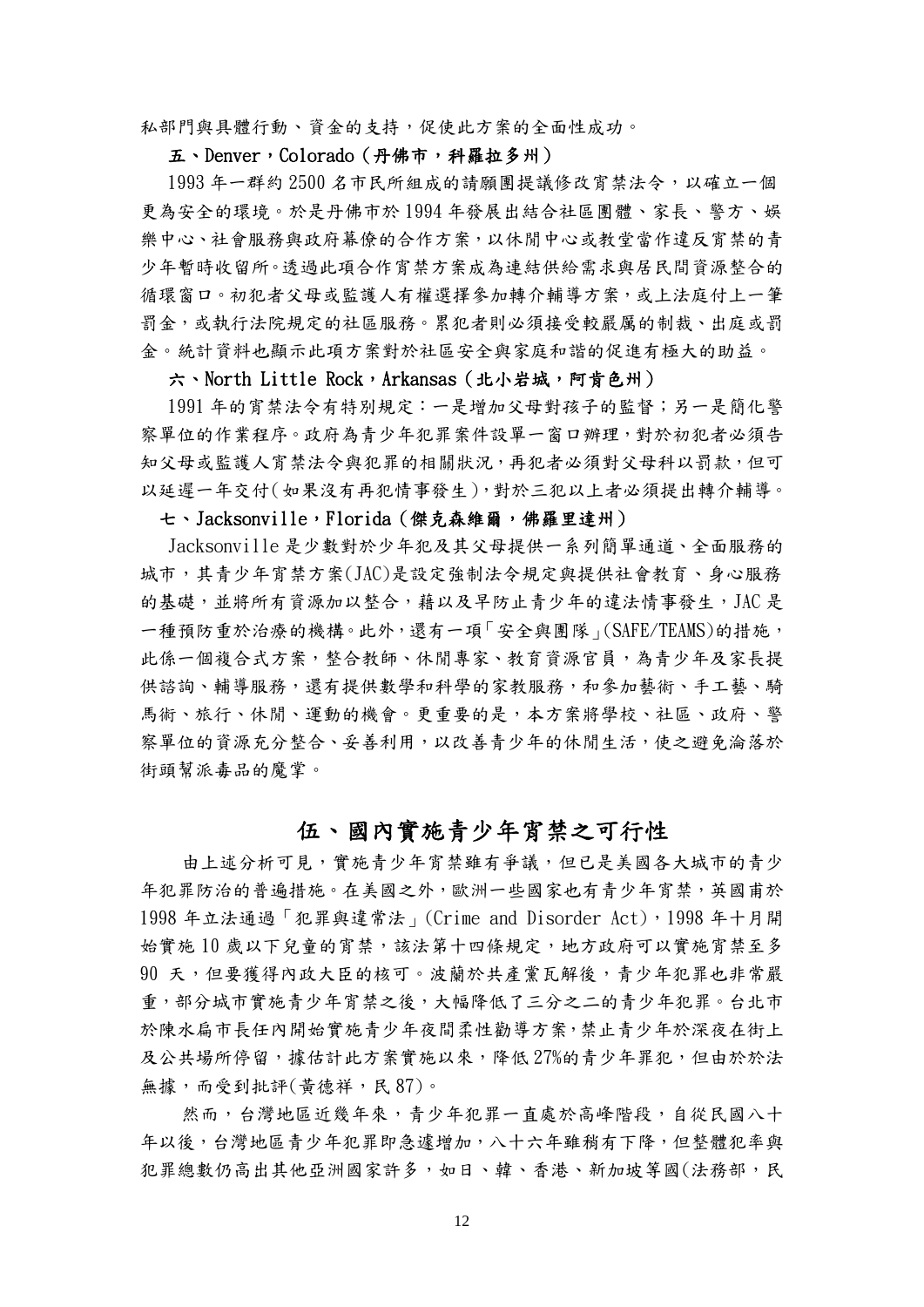私部門與具體行動、資金的支持，促使此方案的全面性成功。

**五、Denver，Colorado（丹佛市，科羅拉多州）**

1993 年一群約 2500 名市民所組成的請願團提議修改宵禁法令，以確立一個更為安全的環境。於是丹佛市於 1994 年發展出結合社區團體、家長、警方、娛樂中心、社會服務與政府幕僚的合作方案，以休閒中心或教堂當作違反宵禁的青少年暫時收留所。透過此項合作宵禁方案成為連結供給需求與居民間資源整合的循環窗口。初犯者父母或監護人有權選擇參加轉介輔導方案，或上法庭付上一筆罰金，或執行法院規定的社區服務。累犯者則必須接受較嚴厲的制裁、出庭或罰金。統計資料也顯示此項方案對於社區安全與家庭和諧的促進有極大的助益。

**六、North Little Rock，Arkansas（北小岩城，阿肯色州）**

1991 年的宵禁法令有特別規定：一是增加父母對孩子的監督；另一是簡化警察單位的作業程序。政府為青少年犯罪案件設單一窗口辦理，對於初犯者必須告知父母或監護人宵禁法令與犯罪的相關狀況，再犯者必須對父母科以罰款，但可以延遲一年交付（如果沒有再犯情事發生），對於三犯以上者必須提出轉介輔導。

**七、Jacksonville，Florida（傑克森維爾，佛羅里達州）**

Jacksonville 是少數對於少年犯及其父母提供一系列簡單通道、全面服務的城市，其青少年宵禁方案(JAC)是設定強制法令規定與提供社會教育、身心服務的基礎，並將所有資源加以整合，藉以及早防止青少年的違法情事發生，JAC 是一種預防重於治療的機構。此外，還有一項「安全與團隊」(SAFE/TEAMS)的措施，此係一個複合式方案，整合教師、休閒專家、教育資源官員，為青少年及家長提供諮詢、輔導服務，還有提供數學和科學的家教服務，和參加藝術、手工藝、騎馬術、旅行、休閒、運動的機會。更重要的是，本方案將學校、社區、政府、警察單位的資源充分整合、妥善利用，以改善青少年的休閒生活，使之避免淪落於街頭幫派毒品的魔掌。

## 伍、國內實施青少年宵禁之可行性

由上述分析可見，實施青少年宵禁雖有爭議，但已是美國各大城市的青少年犯罪防治的普遍措施。在美國之外，歐洲一些國家也有青少年宵禁，英國甫於 1998 年立法通過「犯罪與違常法」(Crime and Disorder Act)，1998 年十月開始實施 10 歲以下兒童的宵禁，該法第十四條規定，地方政府可以實施宵禁至多 90 天，但要獲得內政大臣的核可。波蘭於共產黨瓦解後，青少年犯罪也非常嚴重，部分城市實施青少年宵禁之後，大幅降低了三分之二的青少年犯罪。台北市於陳水扁市長任內開始實施青少年夜間柔性勸導方案，禁止青少年於深夜在街上及公共場所停留，據估計此方案實施以來，降低 27%的青少年罪犯，但由於於法無據，而受到批評（黃德祥，民 87）。

然而，台灣地區近幾年來，青少年犯罪一直處於高峰階段，自從民國八十年以後，台灣地區青少年犯罪即急遽增加，八十六年雖稍有下降，但整體犯率與犯罪總數仍高出其他亞洲國家許多，如日、韓、香港、新加坡等國(法務部，民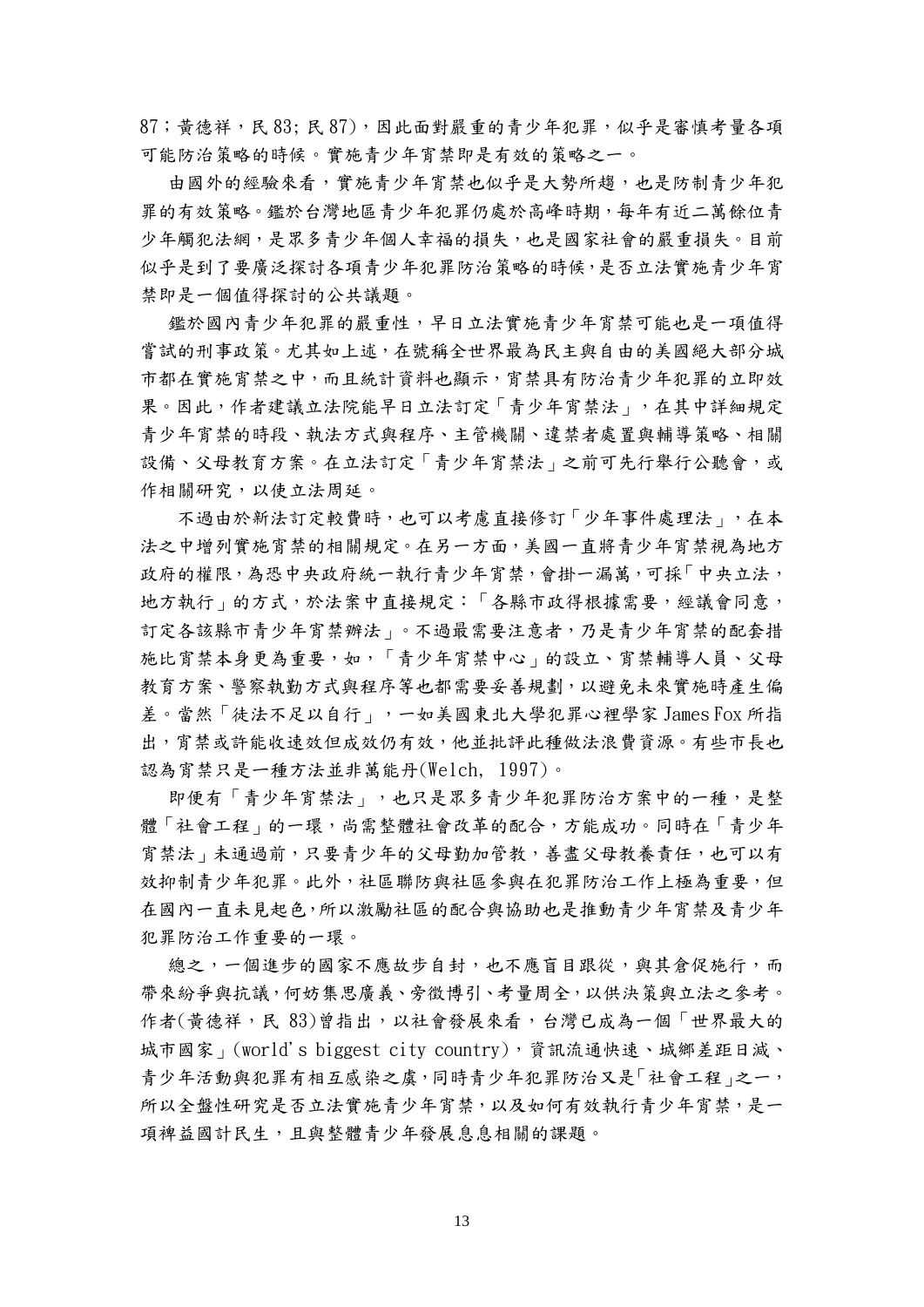87；黃德祥，民 83; 民 87)，因此面對嚴重的青少年犯罪，似乎是審慎考量各項可能防治策略的時候。實施青少年宵禁即是有效的策略之一。

由國外的經驗來看，實施青少年宵禁也似乎是大勢所趨，也是防制青少年犯罪的有效策略。鑑於台灣地區青少年犯罪仍處於高峰時期，每年有近二萬餘位青少年觸犯法網，是眾多青少年個人幸福的損失，也是國家社會的嚴重損失。目前似乎是到了要廣泛探討各項青少年犯罪防治策略的時候，是否立法實施青少年宵禁即是一個值得探討的公共議題。

鑑於國內青少年犯罪的嚴重性，早日立法實施青少年宵禁可能也是一項值得嘗試的刑事政策。尤其如上述，在號稱全世界最為民主與自由的美國絕大部分城市都在實施宵禁之中，而且統計資料也顯示，宵禁具有防治青少年犯罪的立即效果。因此，作者建議立法院能早日立法訂定「青少年宵禁法」，在其中詳細規定青少年宵禁的時段、執法方式與程序、主管機關、違禁者處置與輔導策略、相關設備、父母教育方案。在立法訂定「青少年宵禁法」之前可先行舉行公聽會，或作相關研究，以使立法周延。

不過由於新法訂定較費時，也可以考慮直接修訂「少年事件處理法」，在本法之中增列實施宵禁的相關規定。在另一方面，美國一直將青少年宵禁視為地方政府的權限，為恐中央政府統一執行青少年宵禁，會掛一漏萬，可採「中央立法，地方執行」的方式，於法案中直接規定：「各縣市政得根據需要，經議會同意，訂定各該縣市青少年宵禁辦法」。不過最需要注意者，乃是青少年宵禁的配套措施比宵禁本身更為重要，如，「青少年宵禁中心」的設立、宵禁輔導人員、父母教育方案、警察執勤方式與程序等也都需要妥善規劃，以避免未來實施時產生偏差。當然「徒法不足以自行」，一如美國東北大學犯罪心裡學家 James Fox 所指出，宵禁或許能收速效但成效仍有效，他並批評此種做法浪費資源。有些市長也認為宵禁只是一種方法並非萬能丹(Welch, 1997)。

即便有「青少年宵禁法」，也只是眾多青少年犯罪防治方案中的一種，是整體「社會工程」的一環，尚需整體社會改革的配合，方能成功。同時在「青少年宵禁法」未通過前，只要青少年的父母勤加管教，善盡父母教養責任，也可以有效抑制青少年犯罪。此外，社區聯防與社區參與在犯罪防治工作上極為重要，但在國內一直未見起色，所以激勵社區的配合與協助也是推動青少年宵禁及青少年犯罪防治工作重要的一環。

總之，一個進步的國家不應故步自封，也不應盲目跟從，與其倉促施行，而帶來紛爭與抗議，何妨集思廣義、旁徵博引、考量周全，以供決策與立法之參考。作者(黃德祥，民 83)曾指出，以社會發展來看，台灣已成為一個「世界最大的城市國家」(world's biggest city country)，資訊流通快速、城鄉差距日減、青少年活動與犯罪有相互感染之虞，同時青少年犯罪防治又是「社會工程」之一，所以全盤性研究是否立法實施青少年宵禁，以及如何有效執行青少年宵禁，是一項裨益國計民生，且與整體青少年發展息息相關的課題。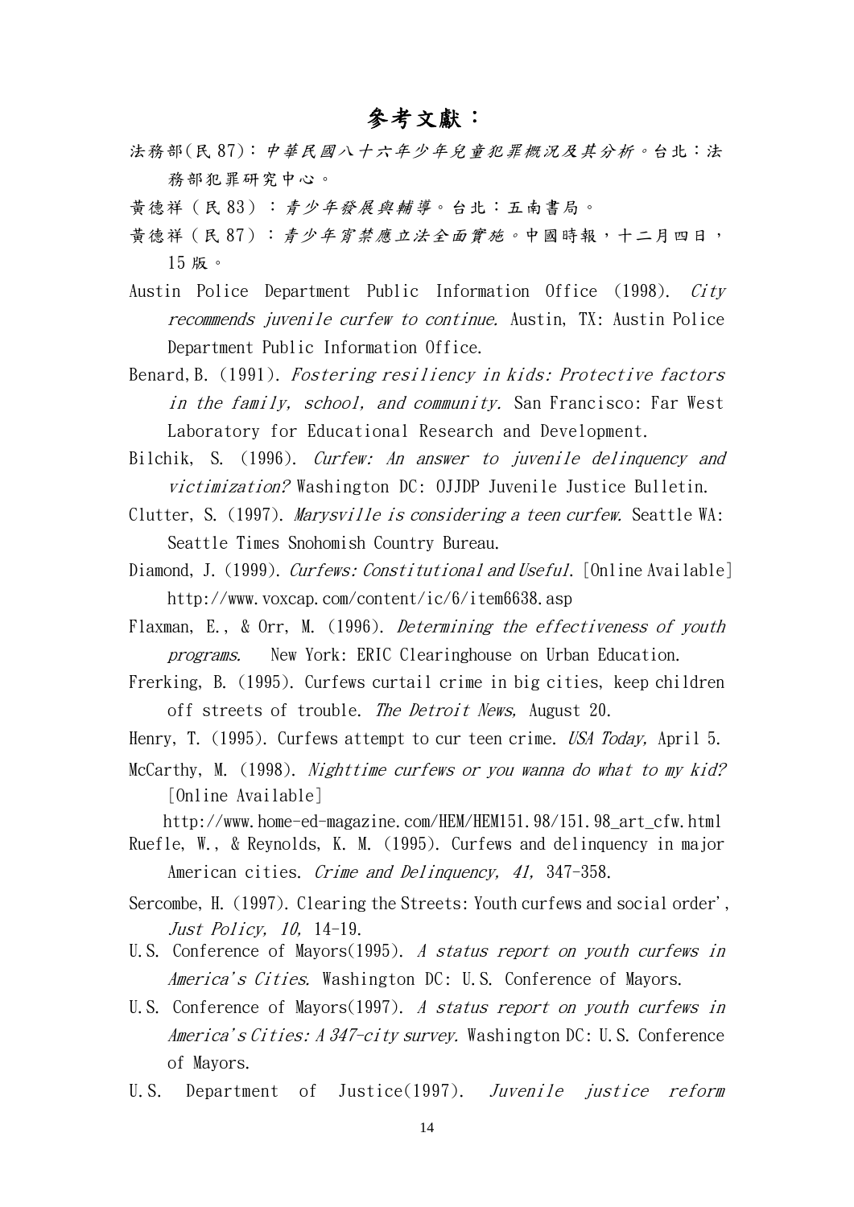# 參考文獻：

法務部(民 87)：*中華民國八十六年少年兒童犯罪概況及其分析*。台北：法務部犯罪研究中心。

黃德祥（民 83）：*青少年發展與輔導*。台北：五南書局。

黃德祥（民 87）：*青少年宵禁應立法全面實施*。中國時報，十二月四日，15 版。

Austin Police Department Public Information Office (1998). *City recommends juvenile curfew to continue.* Austin, TX: Austin Police Department Public Information Office.

Benard, B. (1991). *Fostering resiliency in kids: Protective factors in the family, school, and community.* San Francisco: Far West Laboratory for Educational Research and Development.

Bilchik, S. (1996). *Curfew: An answer to juvenile delinquency and victimization?* Washington DC: OJJDP Juvenile Justice Bulletin.

Clutter, S. (1997). *Marysville is considering a teen curfew.* Seattle WA: Seattle Times Snohomish Country Bureau.

Diamond, J. (1999). *Curfews: Constitutional and Useful.* [Online Available] http://www.voxcap.com/content/ic/6/item6638.asp

Flaxman, E., & Orr, M. (1996). *Determining the effectiveness of youth programs.* New York: ERIC Clearinghouse on Urban Education.

Frerking, B. (1995). Curfews curtail crime in big cities, keep children off streets of trouble. *The Detroit News,* August 20.

Henry, T. (1995). Curfews attempt to cur teen crime. *USA Today,* April 5.

McCarthy, M. (1998). *Nighttime curfews or you wanna do what to my kid?* [Online Available] http://www.home-ed-magazine.com/HEM/HEM151.98/151.98_art_cfw.html

Ruefle, W., & Reynolds, K. M. (1995). Curfews and delinquency in major American cities. *Crime and Delinquency, 41,* 347-358.

Sercombe, H. (1997). Clearing the Streets: Youth curfews and social order', *Just Policy, 10,* 14-19.

U.S. Conference of Mayors(1995). *A status report on youth curfews in America's Cities.* Washington DC: U.S. Conference of Mayors.

U.S. Conference of Mayors(1997). *A status report on youth curfews in America's Cities: A 347-city survey.* Washington DC: U.S. Conference of Mayors.

U.S. Department of Justice(1997). *Juvenile justice reform*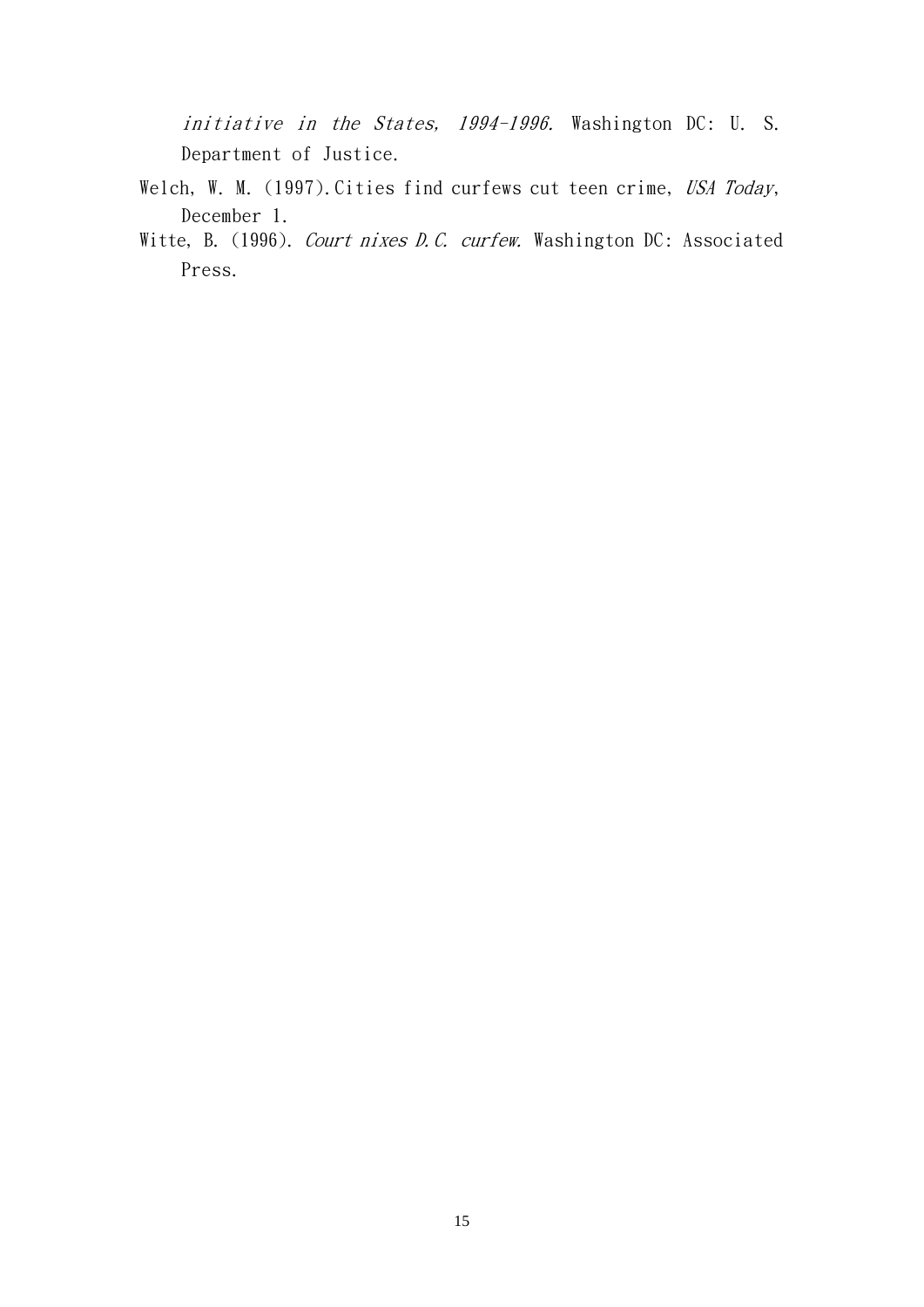*initiative in the States, 1994-1996.* Washington DC: U. S. Department of Justice.

Welch, W. M. (1997). Cities find curfews cut teen crime, *USA Today*, December 1.

Witte, B. (1996). *Court nixes D.C. curfew.* Washington DC: Associated Press.